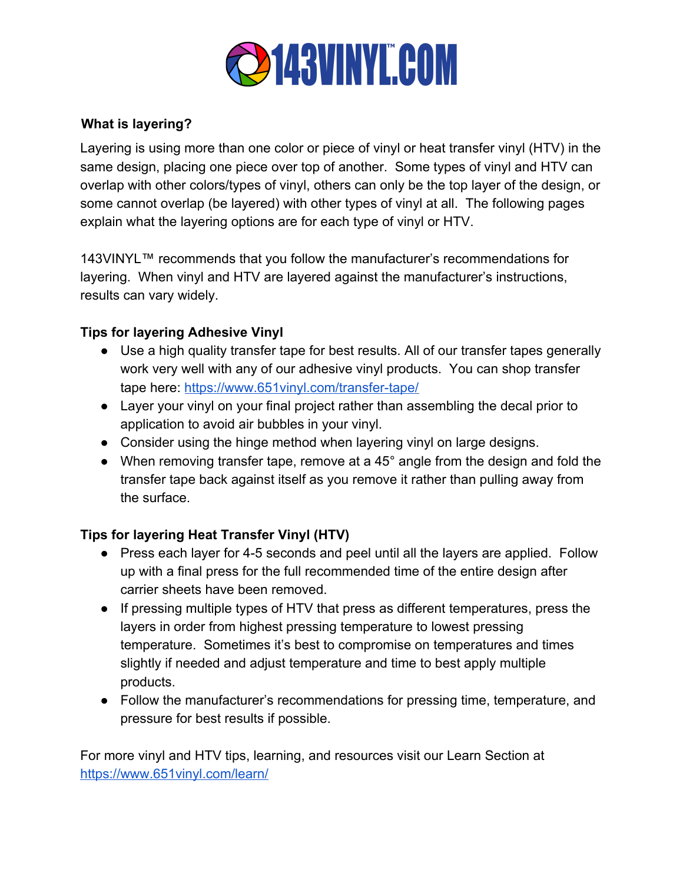# 143VINYL.COM™

**What is layering?**

Layering is using more than one color or piece of vinyl or heat transfer vinyl (HTV) in the same design, placing one piece over top of another. Some types of vinyl and HTV can overlap with other colors/types of vinyl, others can only be the top layer of the design, or some cannot overlap (be layered) with other types of vinyl at all. The following pages explain what the layering options are for each type of vinyl or HTV.

143VINYL™ recommends that you follow the manufacturer's recommendations for layering. When vinyl and HTV are layered against the manufacturer's instructions, results can vary widely.

**Tips for layering Adhesive Vinyl**

- Use a high quality transfer tape for best results. All of our transfer tapes generally work very well with any of our adhesive vinyl products. You can shop transfer tape here: https://www.651vinyl.com/transfer-tape/
- Layer your vinyl on your final project rather than assembling the decal prior to application to avoid air bubbles in your vinyl.
- Consider using the hinge method when layering vinyl on large designs.
- When removing transfer tape, remove at a 45° angle from the design and fold the transfer tape back against itself as you remove it rather than pulling away from the surface.

**Tips for layering Heat Transfer Vinyl (HTV)**

- Press each layer for 4-5 seconds and peel until all the layers are applied. Follow up with a final press for the full recommended time of the entire design after carrier sheets have been removed.
- If pressing multiple types of HTV that press as different temperatures, press the layers in order from highest pressing temperature to lowest pressing temperature. Sometimes it's best to compromise on temperatures and times slightly if needed and adjust temperature and time to best apply multiple products.
- Follow the manufacturer's recommendations for pressing time, temperature, and pressure for best results if possible.

For more vinyl and HTV tips, learning, and resources visit our Learn Section at https://www.651vinyl.com/learn/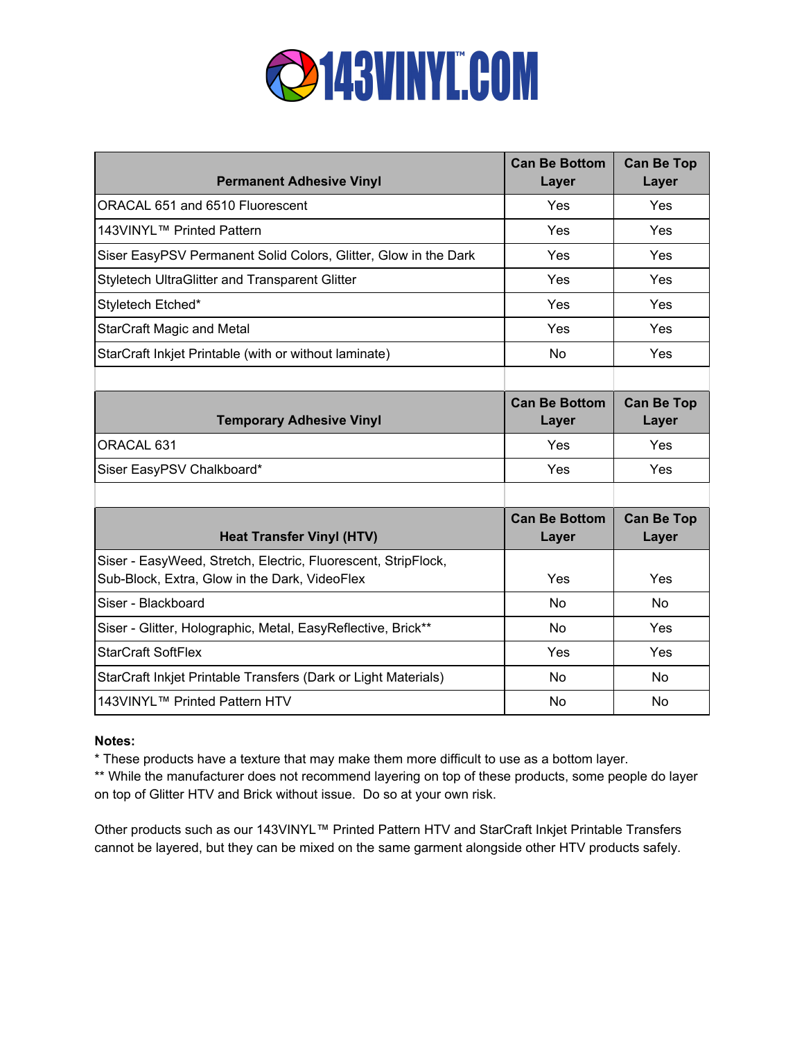| Permanent Adhesive Vinyl | Can Be Bottom Layer | Can Be Top Layer |
|---|---|---|
| ORACAL 651 and 6510 Fluorescent | Yes | Yes |
| 143VINYL™ Printed Pattern | Yes | Yes |
| Siser EasyPSV Permanent Solid Colors, Glitter, Glow in the Dark | Yes | Yes |
| Styletech UltraGlitter and Transparent Glitter | Yes | Yes |
| Styletech Etched* | Yes | Yes |
| StarCraft Magic and Metal | Yes | Yes |
| StarCraft Inkjet Printable (with or without laminate) | No | Yes |

| Temporary Adhesive Vinyl | Can Be Bottom Layer | Can Be Top Layer |
|---|---|---|
| ORACAL 631 | Yes | Yes |
| Siser EasyPSV Chalkboard* | Yes | Yes |

| Heat Transfer Vinyl (HTV) | Can Be Bottom Layer | Can Be Top Layer |
|---|---|---|
| Siser - EasyWeed, Stretch, Electric, Fluorescent, StripFlock, Sub-Block, Extra, Glow in the Dark, VideoFlex | Yes | Yes |
| Siser - Blackboard | No | No |
| Siser - Glitter, Holographic, Metal, EasyReflective, Brick** | No | Yes |
| StarCraft SoftFlex | Yes | Yes |
| StarCraft Inkjet Printable Transfers (Dark or Light Materials) | No | No |
| 143VINYL™ Printed Pattern HTV | No | No |

**Notes:**

* These products have a texture that may make them more difficult to use as a bottom layer.

** While the manufacturer does not recommend layering on top of these products, some people do layer on top of Glitter HTV and Brick without issue. Do so at your own risk.

Other products such as our 143VINYL™ Printed Pattern HTV and StarCraft Inkjet Printable Transfers cannot be layered, but they can be mixed on the same garment alongside other HTV products safely.